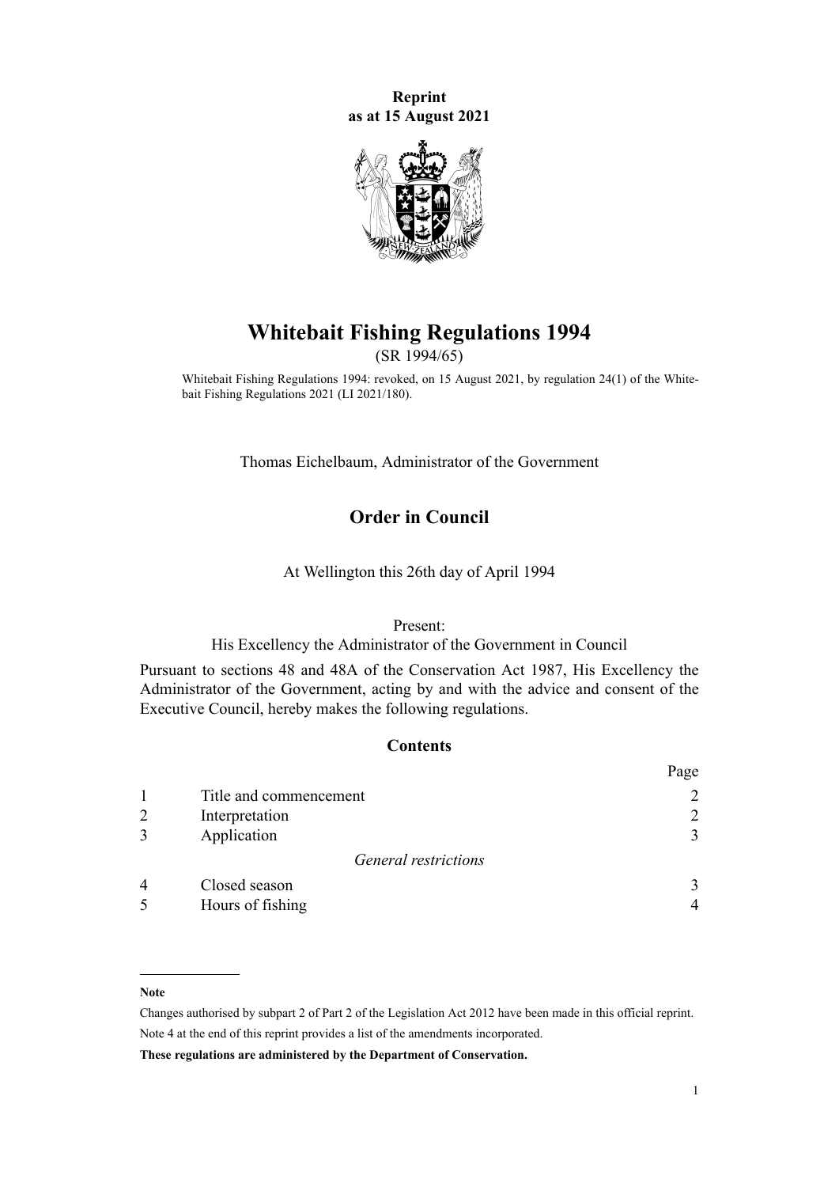**Reprint**
**as at 15 August 2021**

# Whitebait Fishing Regulations 1994

(SR 1994/65)

Whitebait Fishing Regulations 1994: revoked, on 15 August 2021, by regulation 24(1) of the Whitebait Fishing Regulations 2021 (LI 2021/180).

Thomas Eichelbaum, Administrator of the Government

## Order in Council

At Wellington this 26th day of April 1994

Present:
His Excellency the Administrator of the Government in Council

Pursuant to sections 48 and 48A of the Conservation Act 1987, His Excellency the Administrator of the Government, acting by and with the advice and consent of the Executive Council, hereby makes the following regulations.

### Contents

| | | Page |
|---|---|---|
| 1 | Title and commencement | 2 |
| 2 | Interpretation | 2 |
| 3 | Application | 3 |
| | *General restrictions* | |
| 4 | Closed season | 3 |
| 5 | Hours of fishing | 4 |

---

**Note**

Changes authorised by subpart 2 of Part 2 of the Legislation Act 2012 have been made in this official reprint.

Note 4 at the end of this reprint provides a list of the amendments incorporated.

**These regulations are administered by the Department of Conservation.**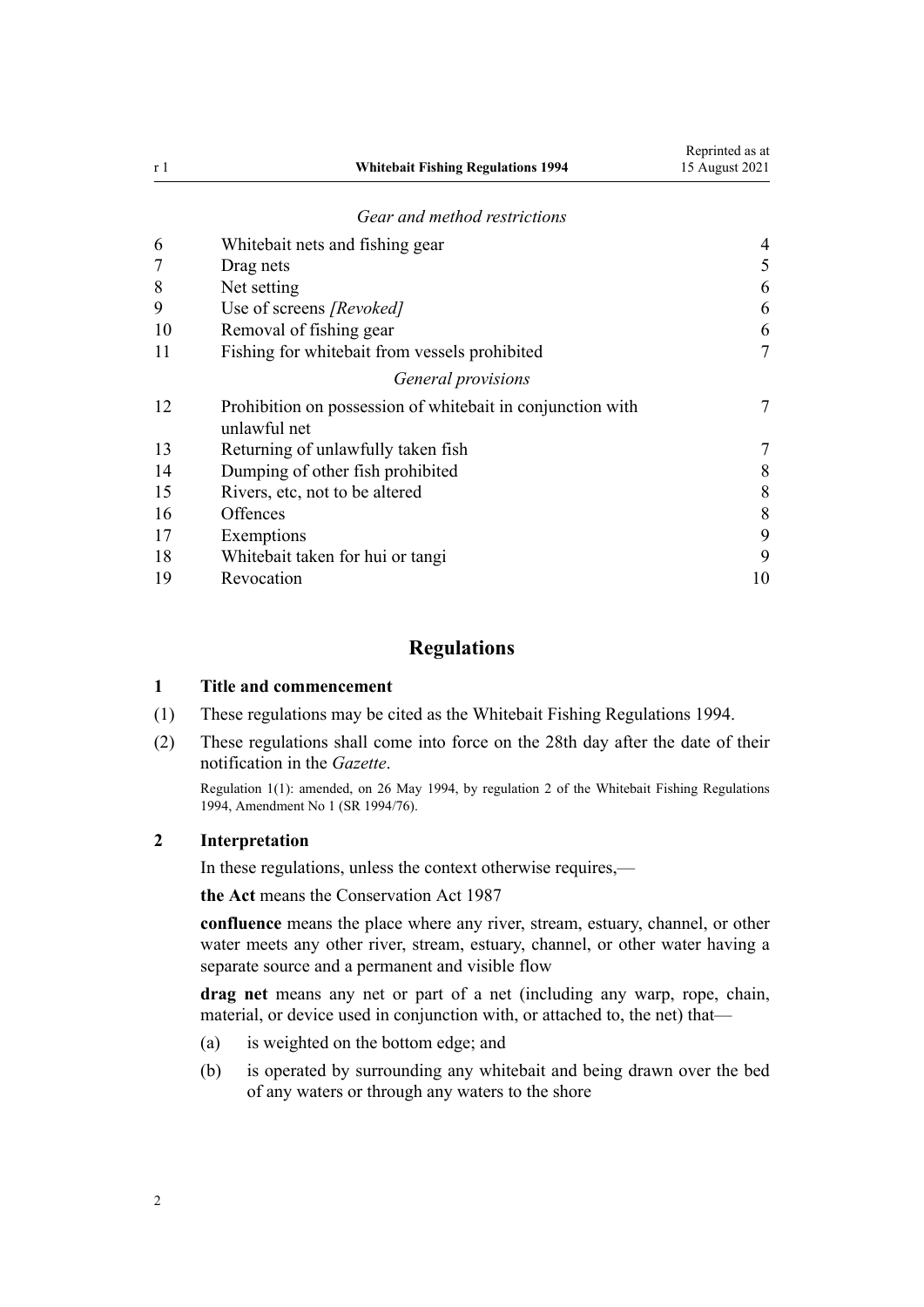*Gear and method restrictions*

| | | |
|---|---|---|
| 6 | Whitebait nets and fishing gear | 4 |
| 7 | Drag nets | 5 |
| 8 | Net setting | 6 |
| 9 | Use of screens *[Revoked]* | 6 |
| 10 | Removal of fishing gear | 6 |
| 11 | Fishing for whitebait from vessels prohibited | 7 |

*General provisions*

| | | |
|---|---|---|
| 12 | Prohibition on possession of whitebait in conjunction with unlawful net | 7 |
| 13 | Returning of unlawfully taken fish | 7 |
| 14 | Dumping of other fish prohibited | 8 |
| 15 | Rivers, etc, not to be altered | 8 |
| 16 | Offences | 8 |
| 17 | Exemptions | 9 |
| 18 | Whitebait taken for hui or tangi | 9 |
| 19 | Revocation | 10 |

## Regulations

### 1 Title and commencement

(1) These regulations may be cited as the Whitebait Fishing Regulations 1994.

(2) These regulations shall come into force on the 28th day after the date of their notification in the *Gazette*.

Regulation 1(1): amended, on 26 May 1994, by regulation 2 of the Whitebait Fishing Regulations 1994, Amendment No 1 (SR 1994/76).

### 2 Interpretation

In these regulations, unless the context otherwise requires,—

**the Act** means the Conservation Act 1987

**confluence** means the place where any river, stream, estuary, channel, or other water meets any other river, stream, estuary, channel, or other water having a separate source and a permanent and visible flow

**drag net** means any net or part of a net (including any warp, rope, chain, material, or device used in conjunction with, or attached to, the net) that—

(a) is weighted on the bottom edge; and

(b) is operated by surrounding any whitebait and being drawn over the bed of any waters or through any waters to the shore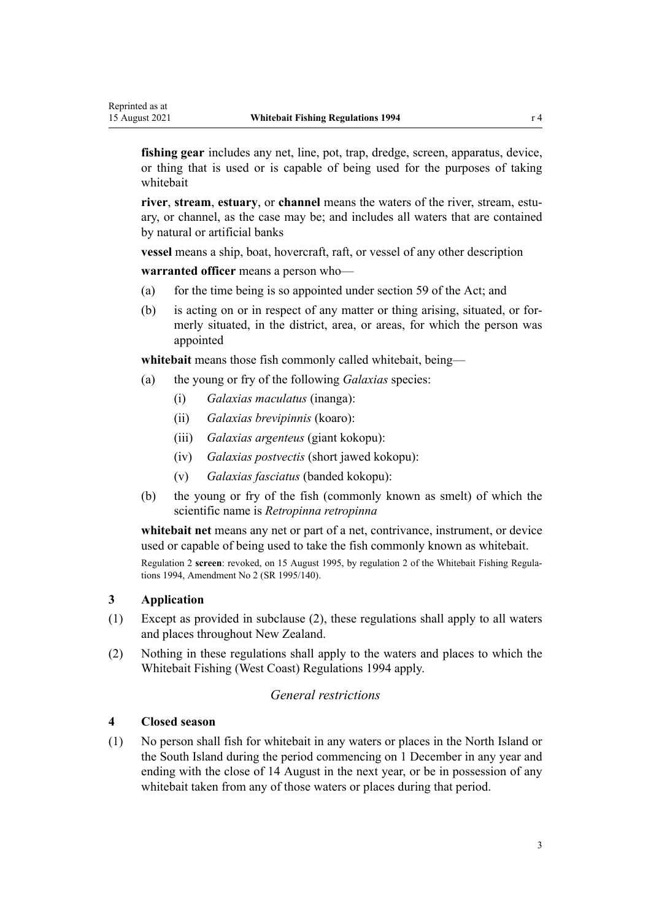**fishing gear** includes any net, line, pot, trap, dredge, screen, apparatus, device, or thing that is used or is capable of being used for the purposes of taking whitebait

**river**, **stream**, **estuary**, or **channel** means the waters of the river, stream, estuary, or channel, as the case may be; and includes all waters that are contained by natural or artificial banks

**vessel** means a ship, boat, hovercraft, raft, or vessel of any other description

**warranted officer** means a person who—

(a) for the time being is so appointed under section 59 of the Act; and

(b) is acting on or in respect of any matter or thing arising, situated, or formerly situated, in the district, area, or areas, for which the person was appointed

**whitebait** means those fish commonly called whitebait, being—

(a) the young or fry of the following *Galaxias* species:

  (i) *Galaxias maculatus* (inanga):

  (ii) *Galaxias brevipinnis* (koaro):

  (iii) *Galaxias argenteus* (giant kokopu):

  (iv) *Galaxias postvectis* (short jawed kokopu):

  (v) *Galaxias fasciatus* (banded kokopu):

(b) the young or fry of the fish (commonly known as smelt) of which the scientific name is *Retropinna retropinna*

**whitebait net** means any net or part of a net, contrivance, instrument, or device used or capable of being used to take the fish commonly known as whitebait.

Regulation 2 **screen**: revoked, on 15 August 1995, by regulation 2 of the Whitebait Fishing Regulations 1994, Amendment No 2 (SR 1995/140).

### 3 Application

(1) Except as provided in subclause (2), these regulations shall apply to all waters and places throughout New Zealand.

(2) Nothing in these regulations shall apply to the waters and places to which the Whitebait Fishing (West Coast) Regulations 1994 apply.

## *General restrictions*

### 4 Closed season

(1) No person shall fish for whitebait in any waters or places in the North Island or the South Island during the period commencing on 1 December in any year and ending with the close of 14 August in the next year, or be in possession of any whitebait taken from any of those waters or places during that period.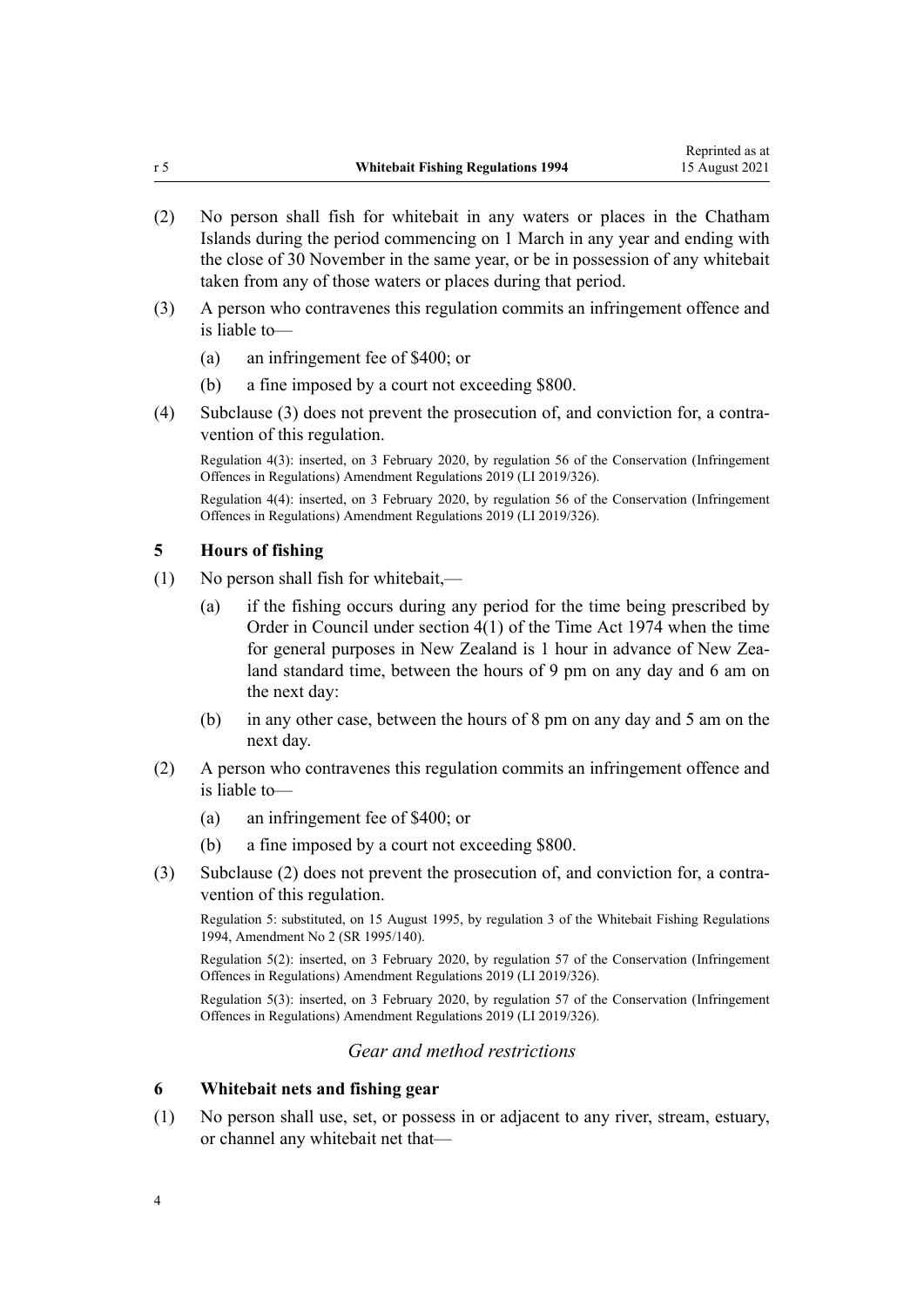(2) No person shall fish for whitebait in any waters or places in the Chatham Islands during the period commencing on 1 March in any year and ending with the close of 30 November in the same year, or be in possession of any whitebait taken from any of those waters or places during that period.

(3) A person who contravenes this regulation commits an infringement offence and is liable to—

(a) an infringement fee of $400; or

(b) a fine imposed by a court not exceeding $800.

(4) Subclause (3) does not prevent the prosecution of, and conviction for, a contravention of this regulation.

Regulation 4(3): inserted, on 3 February 2020, by regulation 56 of the Conservation (Infringement Offences in Regulations) Amendment Regulations 2019 (LI 2019/326).

Regulation 4(4): inserted, on 3 February 2020, by regulation 56 of the Conservation (Infringement Offences in Regulations) Amendment Regulations 2019 (LI 2019/326).

### 5 Hours of fishing

(1) No person shall fish for whitebait,—

(a) if the fishing occurs during any period for the time being prescribed by Order in Council under section 4(1) of the Time Act 1974 when the time for general purposes in New Zealand is 1 hour in advance of New Zealand standard time, between the hours of 9 pm on any day and 6 am on the next day:

(b) in any other case, between the hours of 8 pm on any day and 5 am on the next day.

(2) A person who contravenes this regulation commits an infringement offence and is liable to—

(a) an infringement fee of $400; or

(b) a fine imposed by a court not exceeding $800.

(3) Subclause (2) does not prevent the prosecution of, and conviction for, a contravention of this regulation.

Regulation 5: substituted, on 15 August 1995, by regulation 3 of the Whitebait Fishing Regulations 1994, Amendment No 2 (SR 1995/140).

Regulation 5(2): inserted, on 3 February 2020, by regulation 57 of the Conservation (Infringement Offences in Regulations) Amendment Regulations 2019 (LI 2019/326).

Regulation 5(3): inserted, on 3 February 2020, by regulation 57 of the Conservation (Infringement Offences in Regulations) Amendment Regulations 2019 (LI 2019/326).

*Gear and method restrictions*

### 6 Whitebait nets and fishing gear

(1) No person shall use, set, or possess in or adjacent to any river, stream, estuary, or channel any whitebait net that—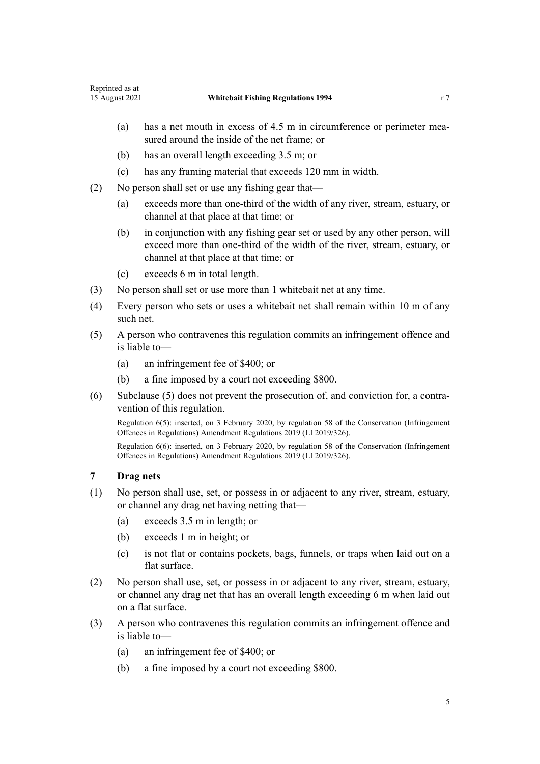(a) has a net mouth in excess of 4.5 m in circumference or perimeter measured around the inside of the net frame; or

(b) has an overall length exceeding 3.5 m; or

(c) has any framing material that exceeds 120 mm in width.

(2) No person shall set or use any fishing gear that—

(a) exceeds more than one-third of the width of any river, stream, estuary, or channel at that place at that time; or

(b) in conjunction with any fishing gear set or used by any other person, will exceed more than one-third of the width of the river, stream, estuary, or channel at that place at that time; or

(c) exceeds 6 m in total length.

(3) No person shall set or use more than 1 whitebait net at any time.

(4) Every person who sets or uses a whitebait net shall remain within 10 m of any such net.

(5) A person who contravenes this regulation commits an infringement offence and is liable to—

(a) an infringement fee of $400; or

(b) a fine imposed by a court not exceeding $800.

(6) Subclause (5) does not prevent the prosecution of, and conviction for, a contravention of this regulation.

Regulation 6(5): inserted, on 3 February 2020, by regulation 58 of the Conservation (Infringement Offences in Regulations) Amendment Regulations 2019 (LI 2019/326).

Regulation 6(6): inserted, on 3 February 2020, by regulation 58 of the Conservation (Infringement Offences in Regulations) Amendment Regulations 2019 (LI 2019/326).

## 7 Drag nets

(1) No person shall use, set, or possess in or adjacent to any river, stream, estuary, or channel any drag net having netting that—

(a) exceeds 3.5 m in length; or

(b) exceeds 1 m in height; or

(c) is not flat or contains pockets, bags, funnels, or traps when laid out on a flat surface.

(2) No person shall use, set, or possess in or adjacent to any river, stream, estuary, or channel any drag net that has an overall length exceeding 6 m when laid out on a flat surface.

(3) A person who contravenes this regulation commits an infringement offence and is liable to—

(a) an infringement fee of $400; or

(b) a fine imposed by a court not exceeding $800.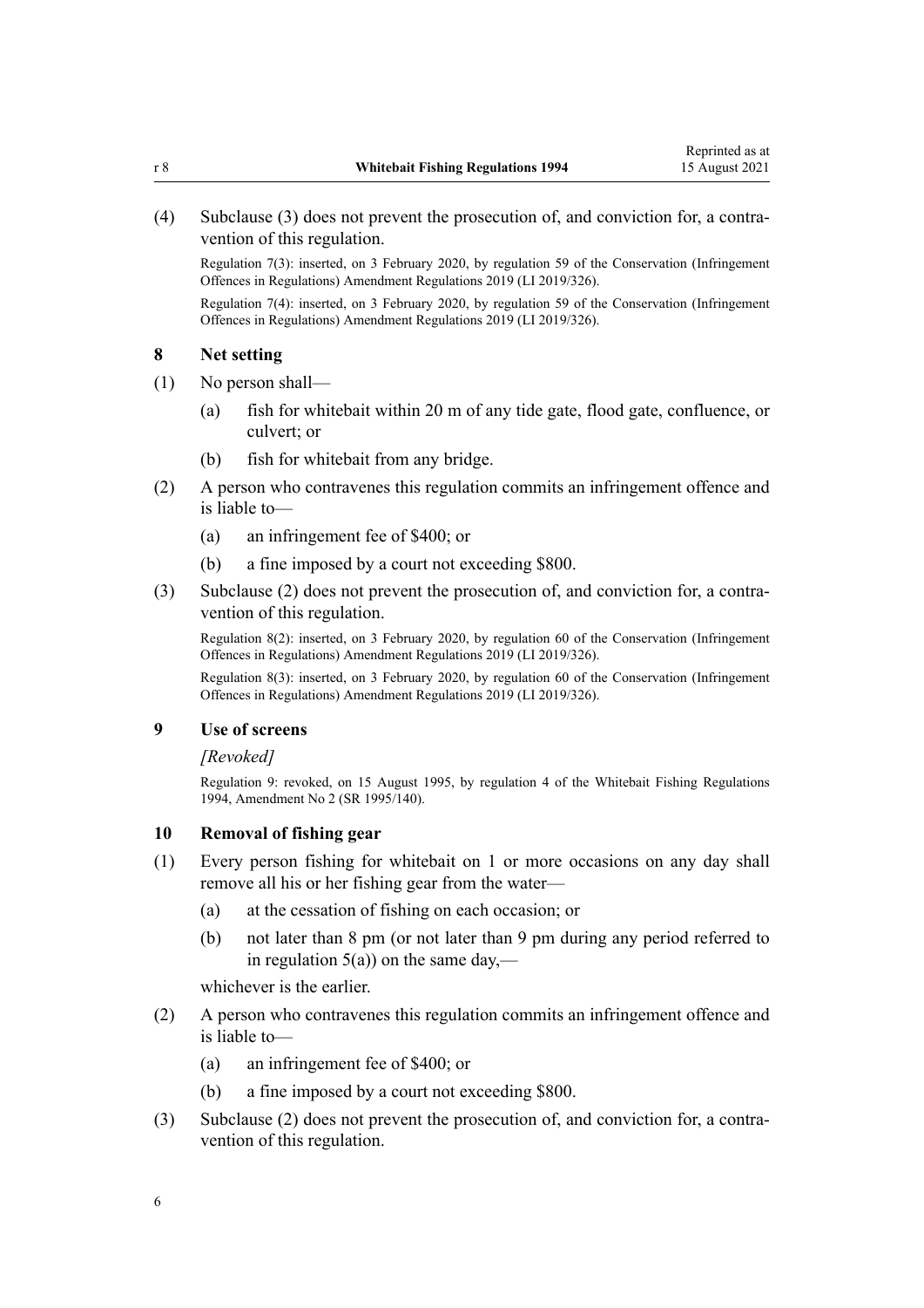(4) Subclause (3) does not prevent the prosecution of, and conviction for, a contravention of this regulation.

Regulation 7(3): inserted, on 3 February 2020, by regulation 59 of the Conservation (Infringement Offences in Regulations) Amendment Regulations 2019 (LI 2019/326).

Regulation 7(4): inserted, on 3 February 2020, by regulation 59 of the Conservation (Infringement Offences in Regulations) Amendment Regulations 2019 (LI 2019/326).

### 8 Net setting

(1) No person shall—

- (a) fish for whitebait within 20 m of any tide gate, flood gate, confluence, or culvert; or
- (b) fish for whitebait from any bridge.

(2) A person who contravenes this regulation commits an infringement offence and is liable to—

- (a) an infringement fee of $400; or
- (b) a fine imposed by a court not exceeding $800.

(3) Subclause (2) does not prevent the prosecution of, and conviction for, a contravention of this regulation.

Regulation 8(2): inserted, on 3 February 2020, by regulation 60 of the Conservation (Infringement Offences in Regulations) Amendment Regulations 2019 (LI 2019/326).

Regulation 8(3): inserted, on 3 February 2020, by regulation 60 of the Conservation (Infringement Offences in Regulations) Amendment Regulations 2019 (LI 2019/326).

### 9 Use of screens

*[Revoked]*

Regulation 9: revoked, on 15 August 1995, by regulation 4 of the Whitebait Fishing Regulations 1994, Amendment No 2 (SR 1995/140).

### 10 Removal of fishing gear

(1) Every person fishing for whitebait on 1 or more occasions on any day shall remove all his or her fishing gear from the water—

- (a) at the cessation of fishing on each occasion; or
- (b) not later than 8 pm (or not later than 9 pm during any period referred to in regulation 5(a)) on the same day,—

whichever is the earlier.

(2) A person who contravenes this regulation commits an infringement offence and is liable to—

- (a) an infringement fee of $400; or
- (b) a fine imposed by a court not exceeding $800.

(3) Subclause (2) does not prevent the prosecution of, and conviction for, a contravention of this regulation.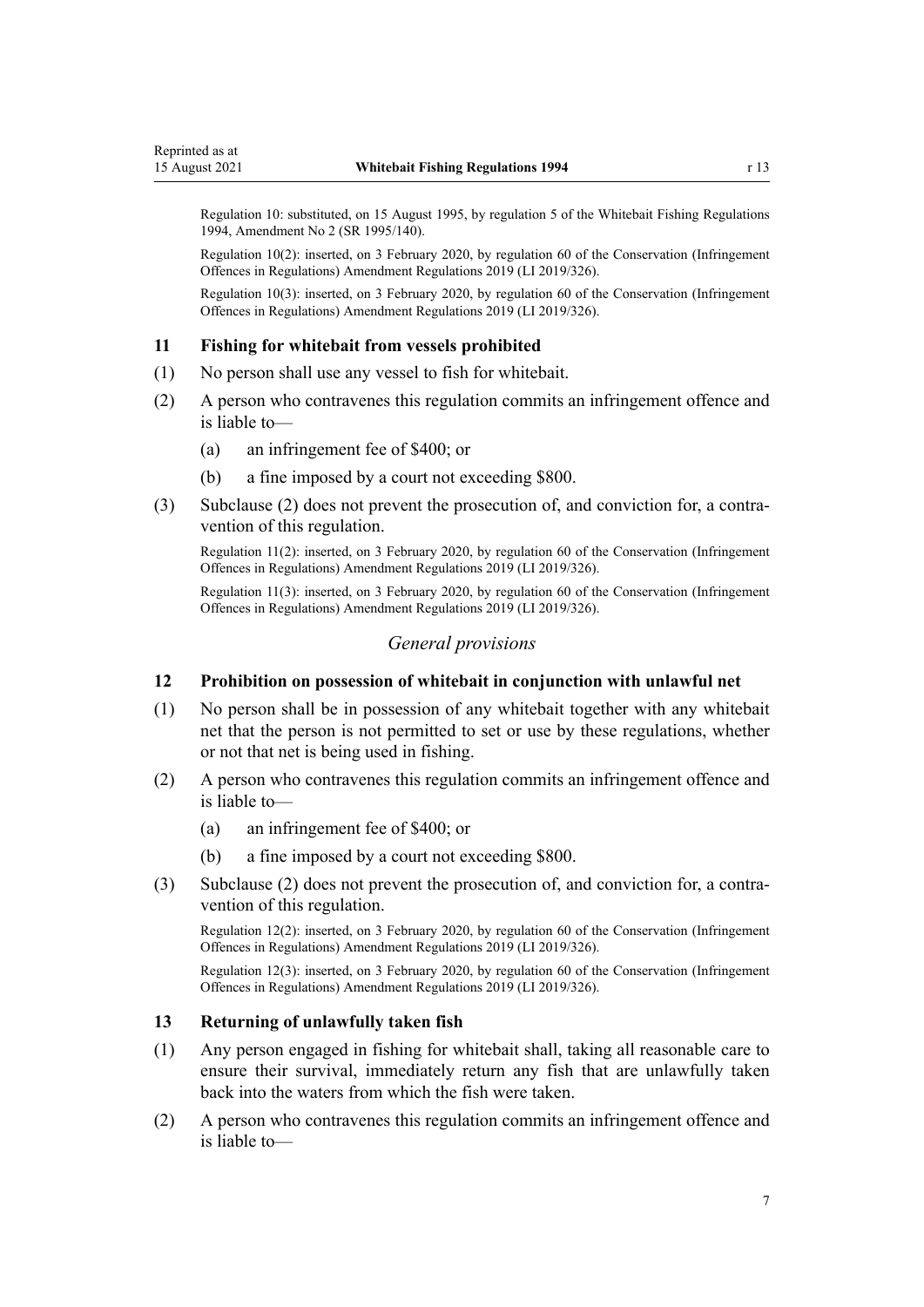Regulation 10: substituted, on 15 August 1995, by regulation 5 of the Whitebait Fishing Regulations 1994, Amendment No 2 (SR 1995/140).

Regulation 10(2): inserted, on 3 February 2020, by regulation 60 of the Conservation (Infringement Offences in Regulations) Amendment Regulations 2019 (LI 2019/326).

Regulation 10(3): inserted, on 3 February 2020, by regulation 60 of the Conservation (Infringement Offences in Regulations) Amendment Regulations 2019 (LI 2019/326).

### 11 Fishing for whitebait from vessels prohibited

(1) No person shall use any vessel to fish for whitebait.

(2) A person who contravenes this regulation commits an infringement offence and is liable to—

   (a) an infringement fee of $400; or

   (b) a fine imposed by a court not exceeding $800.

(3) Subclause (2) does not prevent the prosecution of, and conviction for, a contravention of this regulation.

Regulation 11(2): inserted, on 3 February 2020, by regulation 60 of the Conservation (Infringement Offences in Regulations) Amendment Regulations 2019 (LI 2019/326).

Regulation 11(3): inserted, on 3 February 2020, by regulation 60 of the Conservation (Infringement Offences in Regulations) Amendment Regulations 2019 (LI 2019/326).

## *General provisions*

### 12 Prohibition on possession of whitebait in conjunction with unlawful net

(1) No person shall be in possession of any whitebait together with any whitebait net that the person is not permitted to set or use by these regulations, whether or not that net is being used in fishing.

(2) A person who contravenes this regulation commits an infringement offence and is liable to—

   (a) an infringement fee of $400; or

   (b) a fine imposed by a court not exceeding $800.

(3) Subclause (2) does not prevent the prosecution of, and conviction for, a contravention of this regulation.

Regulation 12(2): inserted, on 3 February 2020, by regulation 60 of the Conservation (Infringement Offences in Regulations) Amendment Regulations 2019 (LI 2019/326).

Regulation 12(3): inserted, on 3 February 2020, by regulation 60 of the Conservation (Infringement Offences in Regulations) Amendment Regulations 2019 (LI 2019/326).

### 13 Returning of unlawfully taken fish

(1) Any person engaged in fishing for whitebait shall, taking all reasonable care to ensure their survival, immediately return any fish that are unlawfully taken back into the waters from which the fish were taken.

(2) A person who contravenes this regulation commits an infringement offence and is liable to—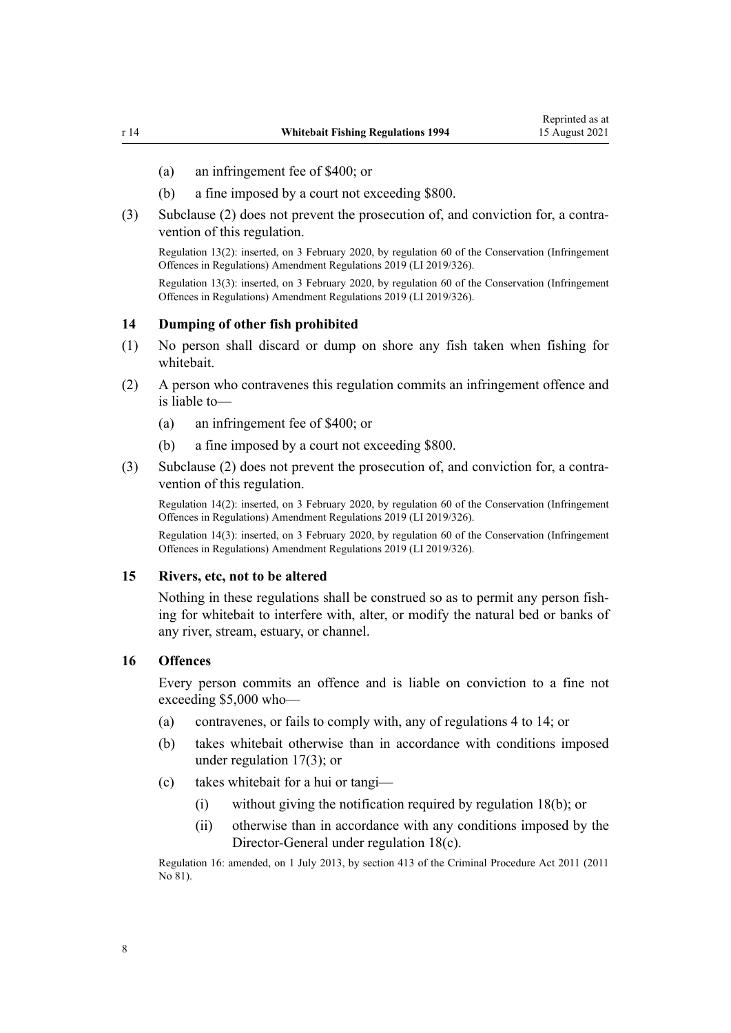(a) an infringement fee of $400; or

(b) a fine imposed by a court not exceeding $800.

(3) Subclause (2) does not prevent the prosecution of, and conviction for, a contravention of this regulation.

Regulation 13(2): inserted, on 3 February 2020, by regulation 60 of the Conservation (Infringement Offences in Regulations) Amendment Regulations 2019 (LI 2019/326).

Regulation 13(3): inserted, on 3 February 2020, by regulation 60 of the Conservation (Infringement Offences in Regulations) Amendment Regulations 2019 (LI 2019/326).

### 14 Dumping of other fish prohibited

(1) No person shall discard or dump on shore any fish taken when fishing for whitebait.

(2) A person who contravenes this regulation commits an infringement offence and is liable to—

(a) an infringement fee of $400; or

(b) a fine imposed by a court not exceeding $800.

(3) Subclause (2) does not prevent the prosecution of, and conviction for, a contravention of this regulation.

Regulation 14(2): inserted, on 3 February 2020, by regulation 60 of the Conservation (Infringement Offences in Regulations) Amendment Regulations 2019 (LI 2019/326).

Regulation 14(3): inserted, on 3 February 2020, by regulation 60 of the Conservation (Infringement Offences in Regulations) Amendment Regulations 2019 (LI 2019/326).

### 15 Rivers, etc, not to be altered

Nothing in these regulations shall be construed so as to permit any person fishing for whitebait to interfere with, alter, or modify the natural bed or banks of any river, stream, estuary, or channel.

### 16 Offences

Every person commits an offence and is liable on conviction to a fine not exceeding $5,000 who—

(a) contravenes, or fails to comply with, any of regulations 4 to 14; or

(b) takes whitebait otherwise than in accordance with conditions imposed under regulation 17(3); or

(c) takes whitebait for a hui or tangi—

(i) without giving the notification required by regulation 18(b); or

(ii) otherwise than in accordance with any conditions imposed by the Director-General under regulation 18(c).

Regulation 16: amended, on 1 July 2013, by section 413 of the Criminal Procedure Act 2011 (2011 No 81).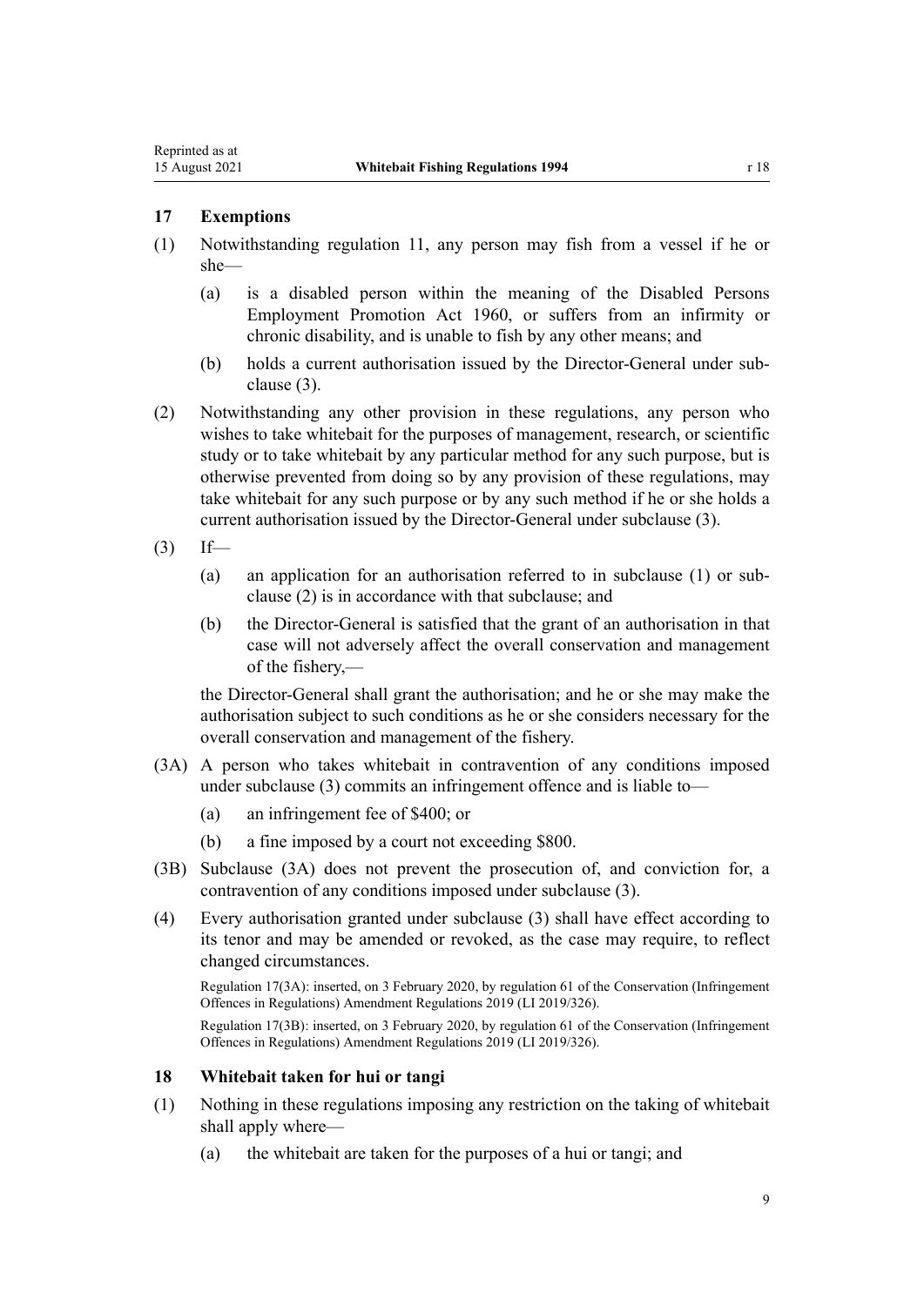## 17 Exemptions

(1) Notwithstanding regulation 11, any person may fish from a vessel if he or she—

(a) is a disabled person within the meaning of the Disabled Persons Employment Promotion Act 1960, or suffers from an infirmity or chronic disability, and is unable to fish by any other means; and

(b) holds a current authorisation issued by the Director-General under subclause (3).

(2) Notwithstanding any other provision in these regulations, any person who wishes to take whitebait for the purposes of management, research, or scientific study or to take whitebait by any particular method for any such purpose, but is otherwise prevented from doing so by any provision of these regulations, may take whitebait for any such purpose or by any such method if he or she holds a current authorisation issued by the Director-General under subclause (3).

(3) If—

(a) an application for an authorisation referred to in subclause (1) or subclause (2) is in accordance with that subclause; and

(b) the Director-General is satisfied that the grant of an authorisation in that case will not adversely affect the overall conservation and management of the fishery,—

the Director-General shall grant the authorisation; and he or she may make the authorisation subject to such conditions as he or she considers necessary for the overall conservation and management of the fishery.

(3A) A person who takes whitebait in contravention of any conditions imposed under subclause (3) commits an infringement offence and is liable to—

(a) an infringement fee of $400; or

(b) a fine imposed by a court not exceeding $800.

(3B) Subclause (3A) does not prevent the prosecution of, and conviction for, a contravention of any conditions imposed under subclause (3).

(4) Every authorisation granted under subclause (3) shall have effect according to its tenor and may be amended or revoked, as the case may require, to reflect changed circumstances.

Regulation 17(3A): inserted, on 3 February 2020, by regulation 61 of the Conservation (Infringement Offences in Regulations) Amendment Regulations 2019 (LI 2019/326).

Regulation 17(3B): inserted, on 3 February 2020, by regulation 61 of the Conservation (Infringement Offences in Regulations) Amendment Regulations 2019 (LI 2019/326).

## 18 Whitebait taken for hui or tangi

(1) Nothing in these regulations imposing any restriction on the taking of whitebait shall apply where—

(a) the whitebait are taken for the purposes of a hui or tangi; and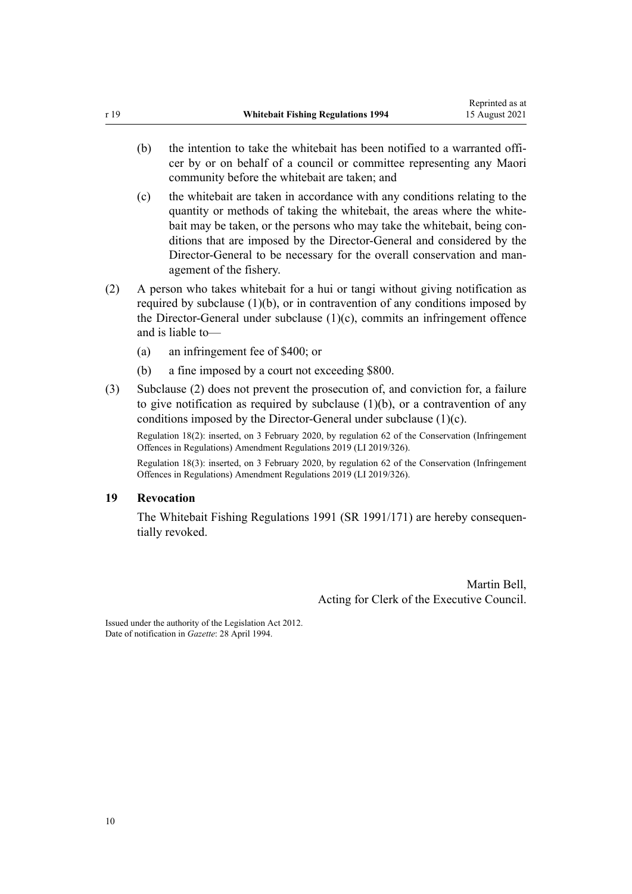(b) the intention to take the whitebait has been notified to a warranted officer by or on behalf of a council or committee representing any Maori community before the whitebait are taken; and

(c) the whitebait are taken in accordance with any conditions relating to the quantity or methods of taking the whitebait, the areas where the whitebait may be taken, or the persons who may take the whitebait, being conditions that are imposed by the Director-General and considered by the Director-General to be necessary for the overall conservation and management of the fishery.

(2) A person who takes whitebait for a hui or tangi without giving notification as required by subclause (1)(b), or in contravention of any conditions imposed by the Director-General under subclause (1)(c), commits an infringement offence and is liable to—

(a) an infringement fee of $400; or

(b) a fine imposed by a court not exceeding $800.

(3) Subclause (2) does not prevent the prosecution of, and conviction for, a failure to give notification as required by subclause (1)(b), or a contravention of any conditions imposed by the Director-General under subclause (1)(c).

Regulation 18(2): inserted, on 3 February 2020, by regulation 62 of the Conservation (Infringement Offences in Regulations) Amendment Regulations 2019 (LI 2019/326).

Regulation 18(3): inserted, on 3 February 2020, by regulation 62 of the Conservation (Infringement Offences in Regulations) Amendment Regulations 2019 (LI 2019/326).

### 19 Revocation

The Whitebait Fishing Regulations 1991 (SR 1991/171) are hereby consequentially revoked.

Martin Bell,
Acting for Clerk of the Executive Council.

Issued under the authority of the Legislation Act 2012.
Date of notification in *Gazette*: 28 April 1994.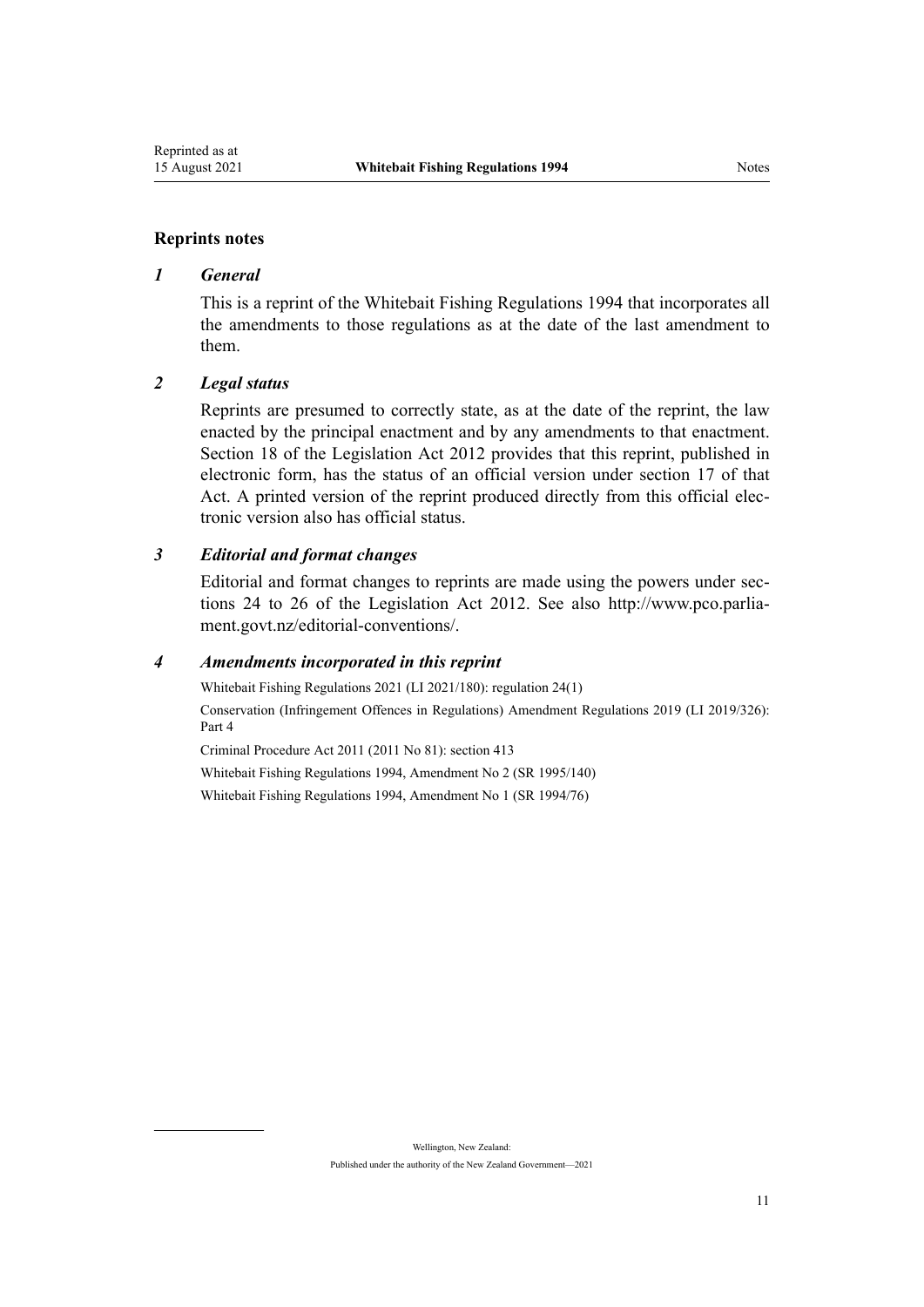## Reprints notes

### *1 General*

This is a reprint of the Whitebait Fishing Regulations 1994 that incorporates all the amendments to those regulations as at the date of the last amendment to them.

### *2 Legal status*

Reprints are presumed to correctly state, as at the date of the reprint, the law enacted by the principal enactment and by any amendments to that enactment. Section 18 of the Legislation Act 2012 provides that this reprint, published in electronic form, has the status of an official version under section 17 of that Act. A printed version of the reprint produced directly from this official electronic version also has official status.

### *3 Editorial and format changes*

Editorial and format changes to reprints are made using the powers under sections 24 to 26 of the Legislation Act 2012. See also http://www.pco.parliament.govt.nz/editorial-conventions/.

### *4 Amendments incorporated in this reprint*

Whitebait Fishing Regulations 2021 (LI 2021/180): regulation 24(1)

Conservation (Infringement Offences in Regulations) Amendment Regulations 2019 (LI 2019/326): Part 4

Criminal Procedure Act 2011 (2011 No 81): section 413

Whitebait Fishing Regulations 1994, Amendment No 2 (SR 1995/140)

Whitebait Fishing Regulations 1994, Amendment No 1 (SR 1994/76)

Wellington, New Zealand:

Published under the authority of the New Zealand Government—2021